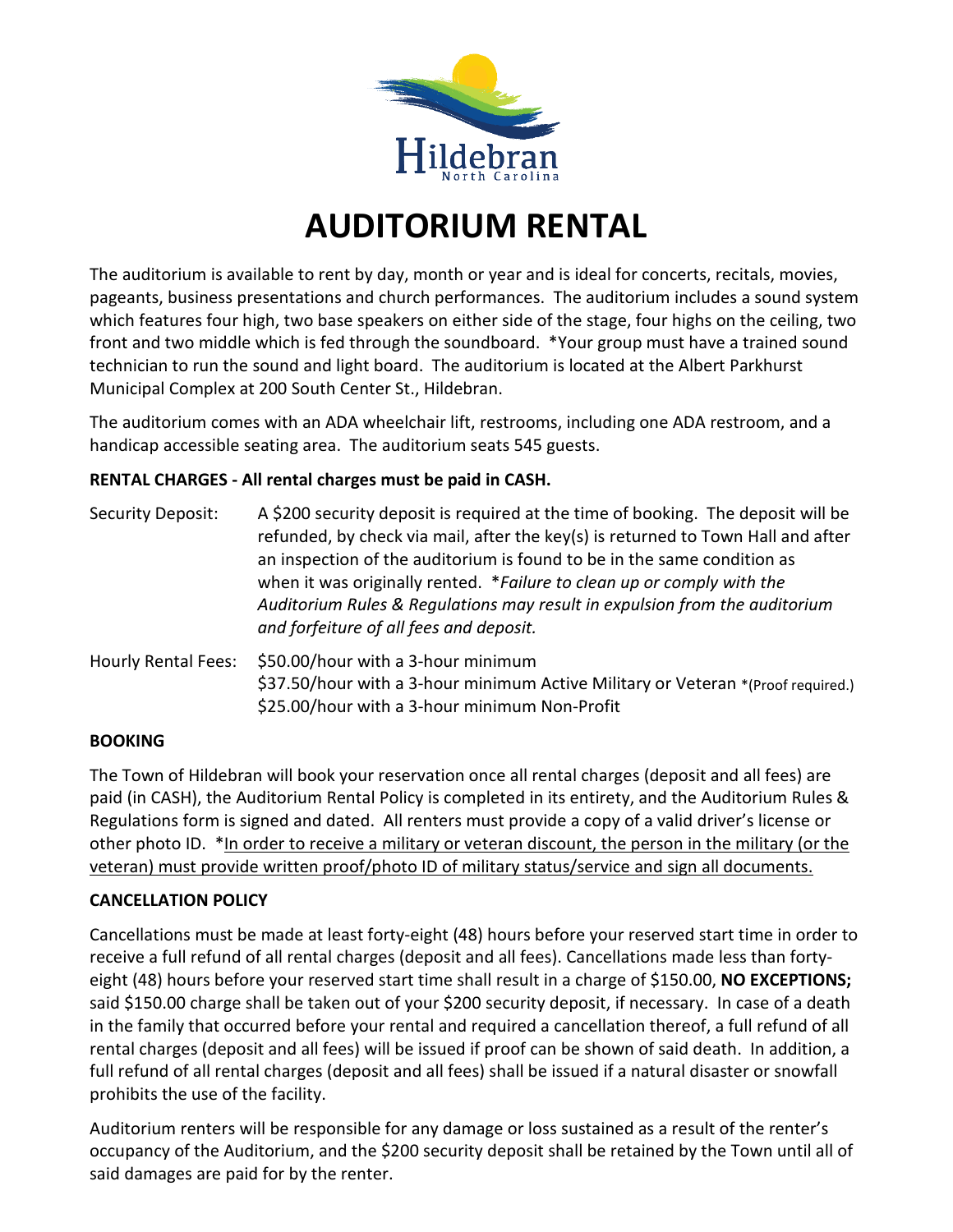Hildebran
North Carolina

# AUDITORIUM RENTAL

The auditorium is available to rent by day, month or year and is ideal for concerts, recitals, movies, pageants, business presentations and church performances. The auditorium includes a sound system which features four high, two base speakers on either side of the stage, four highs on the ceiling, two front and two middle which is fed through the soundboard. *Your group must have a trained sound technician to run the sound and light board. The auditorium is located at the Albert Parkhurst Municipal Complex at 200 South Center St., Hildebran.

The auditorium comes with an ADA wheelchair lift, restrooms, including one ADA restroom, and a handicap accessible seating area. The auditorium seats 545 guests.

**RENTAL CHARGES - All rental charges must be paid in CASH.**

Security Deposit: A $200 security deposit is required at the time of booking. The deposit will be refunded, by check via mail, after the key(s) is returned to Town Hall and after an inspection of the auditorium is found to be in the same condition as when it was originally rented. **Failure to clean up or comply with the Auditorium Rules & Regulations may result in expulsion from the auditorium and forfeiture of all fees and deposit.*

Hourly Rental Fees: $50.00/hour with a 3-hour minimum
$37.50/hour with a 3-hour minimum Active Military or Veteran *(Proof required.)
$25.00/hour with a 3-hour minimum Non-Profit

**BOOKING**

The Town of Hildebran will book your reservation once all rental charges (deposit and all fees) are paid (in CASH), the Auditorium Rental Policy is completed in its entirety, and the Auditorium Rules & Regulations form is signed and dated. All renters must provide a copy of a valid driver's license or other photo ID. *<u>In order to receive a military or veteran discount, the person in the military (or the veteran) must provide written proof/photo ID of military status/service and sign all documents.</u>

**CANCELLATION POLICY**

Cancellations must be made at least forty-eight (48) hours before your reserved start time in order to receive a full refund of all rental charges (deposit and all fees). Cancellations made less than forty-eight (48) hours before your reserved start time shall result in a charge of $150.00, **NO EXCEPTIONS;** said $150.00 charge shall be taken out of your $200 security deposit, if necessary. In case of a death in the family that occurred before your rental and required a cancellation thereof, a full refund of all rental charges (deposit and all fees) will be issued if proof can be shown of said death. In addition, a full refund of all rental charges (deposit and all fees) shall be issued if a natural disaster or snowfall prohibits the use of the facility.

Auditorium renters will be responsible for any damage or loss sustained as a result of the renter's occupancy of the Auditorium, and the $200 security deposit shall be retained by the Town until all of said damages are paid for by the renter.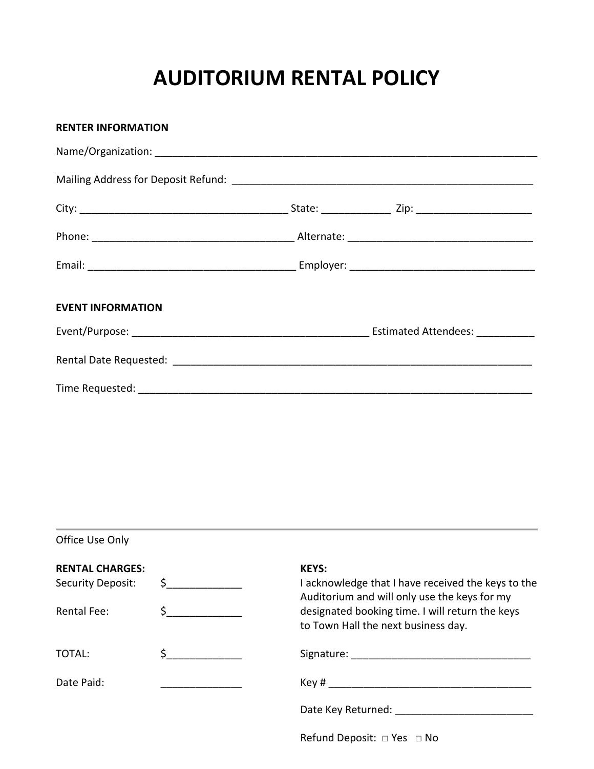# AUDITORIUM RENTAL POLICY

**RENTER INFORMATION**

Name/Organization: ______________________________________________________________________

Mailing Address for Deposit Refund: ______________________________________________________

City: ____________________________________ State: ___________ Zip: ___________________

Phone: ___________________________________ Alternate: _______________________________

Email: ____________________________________ Employer: ________________________________

**EVENT INFORMATION**

Event/Purpose: __________________________________________ Estimated Attendees: __________

Rental Date Requested: ____________________________________________________________

Time Requested: __________________________________________________________________

---

Office Use Only

**RENTAL CHARGES:**

Security Deposit: $_____________

Rental Fee: $_____________

TOTAL: $_____________

Date Paid: ______________

**KEYS:**

I acknowledge that I have received the keys to the Auditorium and will only use the keys for my designated booking time. I will return the keys to Town Hall the next business day.

Signature: _______________________________

Key # ___________________________________

Date Key Returned: ________________________

Refund Deposit: □ Yes □ No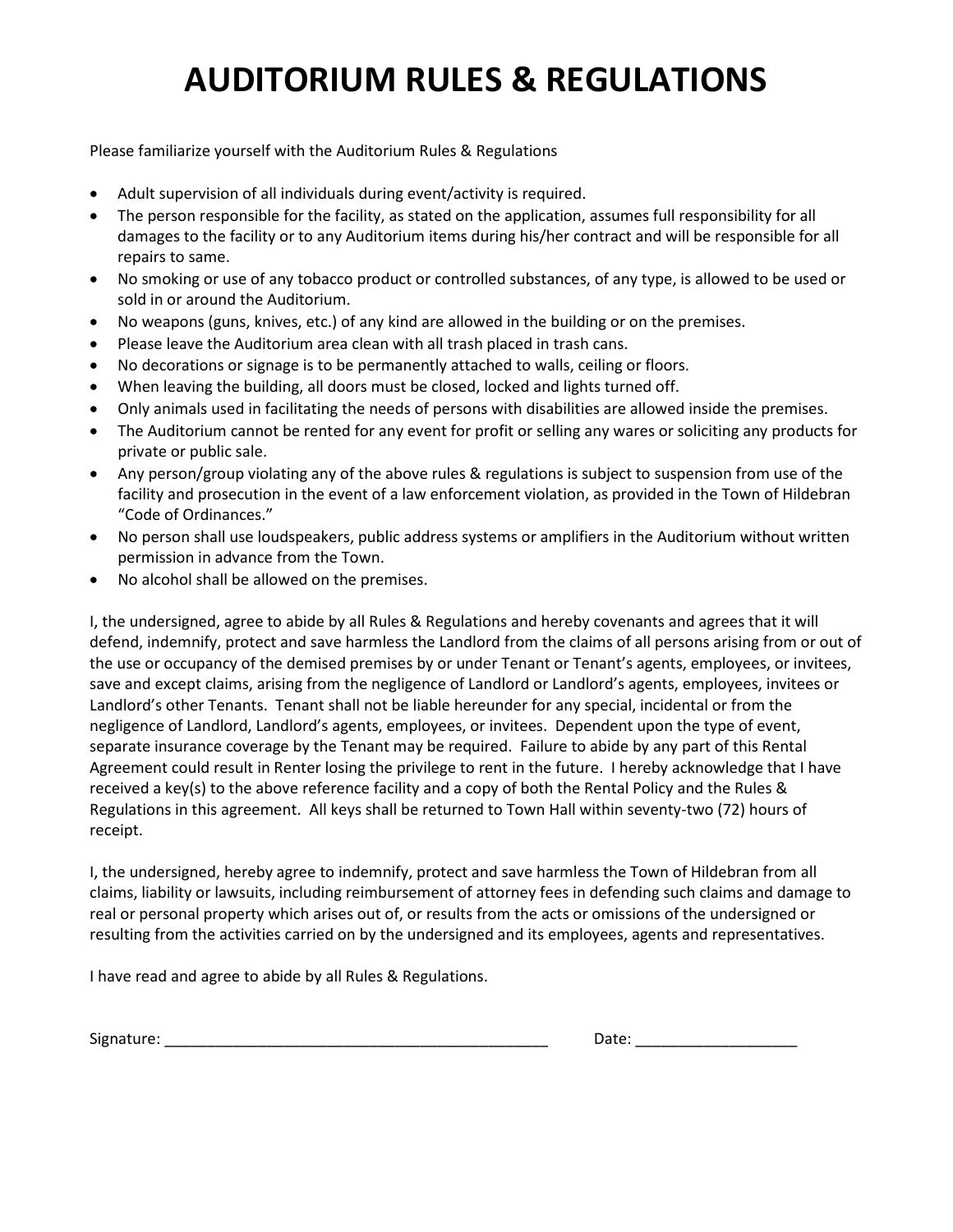# AUDITORIUM RULES & REGULATIONS

Please familiarize yourself with the Auditorium Rules & Regulations

- Adult supervision of all individuals during event/activity is required.
- The person responsible for the facility, as stated on the application, assumes full responsibility for all damages to the facility or to any Auditorium items during his/her contract and will be responsible for all repairs to same.
- No smoking or use of any tobacco product or controlled substances, of any type, is allowed to be used or sold in or around the Auditorium.
- No weapons (guns, knives, etc.) of any kind are allowed in the building or on the premises.
- Please leave the Auditorium area clean with all trash placed in trash cans.
- No decorations or signage is to be permanently attached to walls, ceiling or floors.
- When leaving the building, all doors must be closed, locked and lights turned off.
- Only animals used in facilitating the needs of persons with disabilities are allowed inside the premises.
- The Auditorium cannot be rented for any event for profit or selling any wares or soliciting any products for private or public sale.
- Any person/group violating any of the above rules & regulations is subject to suspension from use of the facility and prosecution in the event of a law enforcement violation, as provided in the Town of Hildebran "Code of Ordinances."
- No person shall use loudspeakers, public address systems or amplifiers in the Auditorium without written permission in advance from the Town.
- No alcohol shall be allowed on the premises.

I, the undersigned, agree to abide by all Rules & Regulations and hereby covenants and agrees that it will defend, indemnify, protect and save harmless the Landlord from the claims of all persons arising from or out of the use or occupancy of the demised premises by or under Tenant or Tenant's agents, employees, or invitees, save and except claims, arising from the negligence of Landlord or Landlord's agents, employees, invitees or Landlord's other Tenants. Tenant shall not be liable hereunder for any special, incidental or from the negligence of Landlord, Landlord's agents, employees, or invitees. Dependent upon the type of event, separate insurance coverage by the Tenant may be required. Failure to abide by any part of this Rental Agreement could result in Renter losing the privilege to rent in the future. I hereby acknowledge that I have received a key(s) to the above reference facility and a copy of both the Rental Policy and the Rules & Regulations in this agreement. All keys shall be returned to Town Hall within seventy-two (72) hours of receipt.

I, the undersigned, hereby agree to indemnify, protect and save harmless the Town of Hildebran from all claims, liability or lawsuits, including reimbursement of attorney fees in defending such claims and damage to real or personal property which arises out of, or results from the acts or omissions of the undersigned or resulting from the activities carried on by the undersigned and its employees, agents and representatives.

I have read and agree to abide by all Rules & Regulations.

Signature: _____________________________________________ Date: ___________________